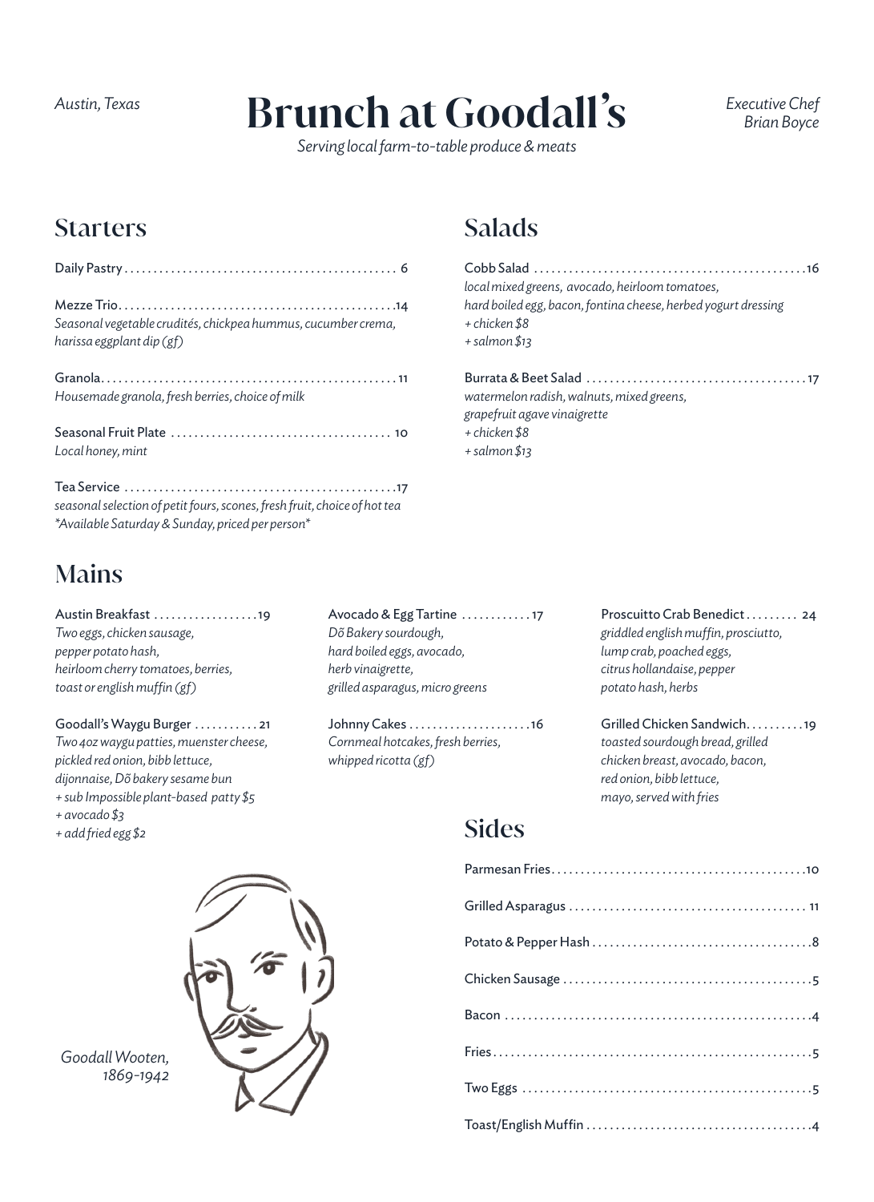Austin, Texas

# Brunch at Goodall's

*Serving local farm-to-table produce & meats*

*Executive Chef Brian Boyce*

## Starters

Daily Pastry .......... 6

Mezze Trio .......... 14
*Seasonal vegetable crudités, chickpea hummus, cucumber crema, harissa eggplant dip (gf)*

Granola .......... 11
*Housemade granola, fresh berries, choice of milk*

Seasonal Fruit Plate .......... 10
*Local honey, mint*

Tea Service .......... 17
*seasonal selection of petit fours, scones, fresh fruit, choice of hot tea*
*\*Available Saturday & Sunday, priced per person\**

## Salads

Cobb Salad .......... 16
*local mixed greens, avocado, heirloom tomatoes, hard boiled egg, bacon, fontina cheese, herbed yogurt dressing*
*+ chicken $8*
*+ salmon $13*

Burrata & Beet Salad .......... 17
*watermelon radish, walnuts, mixed greens, grapefruit agave vinaigrette*
*+ chicken $8*
*+ salmon $13*

## Mains

Austin Breakfast .......... 19
*Two eggs, chicken sausage, pepper potato hash, heirloom cherry tomatoes, berries, toast or english muffin (gf)*

Goodall's Waygu Burger .......... 21
*Two 4oz waygu patties, muenster cheese, pickled red onion, bibb lettuce, dijonnaise, Dõ bakery sesame bun*
*+ sub Impossible plant-based patty $5*
*+ avocado $3*
*+ add fried egg $2*

Avocado & Egg Tartine .......... 17
*Dõ Bakery sourdough, hard boiled eggs, avocado, herb vinaigrette, grilled asparagus, micro greens*

Johnny Cakes .......... 16
*Cornmeal hotcakes, fresh berries, whipped ricotta (gf)*

Proscuitto Crab Benedict .......... 24
*griddled english muffin, prosciutto, lump crab, poached eggs, citrus hollandaise, pepper potato hash, herbs*

Grilled Chicken Sandwich .......... 19
*toasted sourdough bread, grilled chicken breast, avocado, bacon, red onion, bibb lettuce, mayo, served with fries*

## Sides

Parmesan Fries .......... 10

Grilled Asparagus .......... 11

Potato & Pepper Hash .......... 8

Chicken Sausage .......... 5

Bacon .......... 4

Fries .......... 5

Two Eggs .......... 5

Toast/English Muffin .......... 4

*Goodall Wooten, 1869-1942*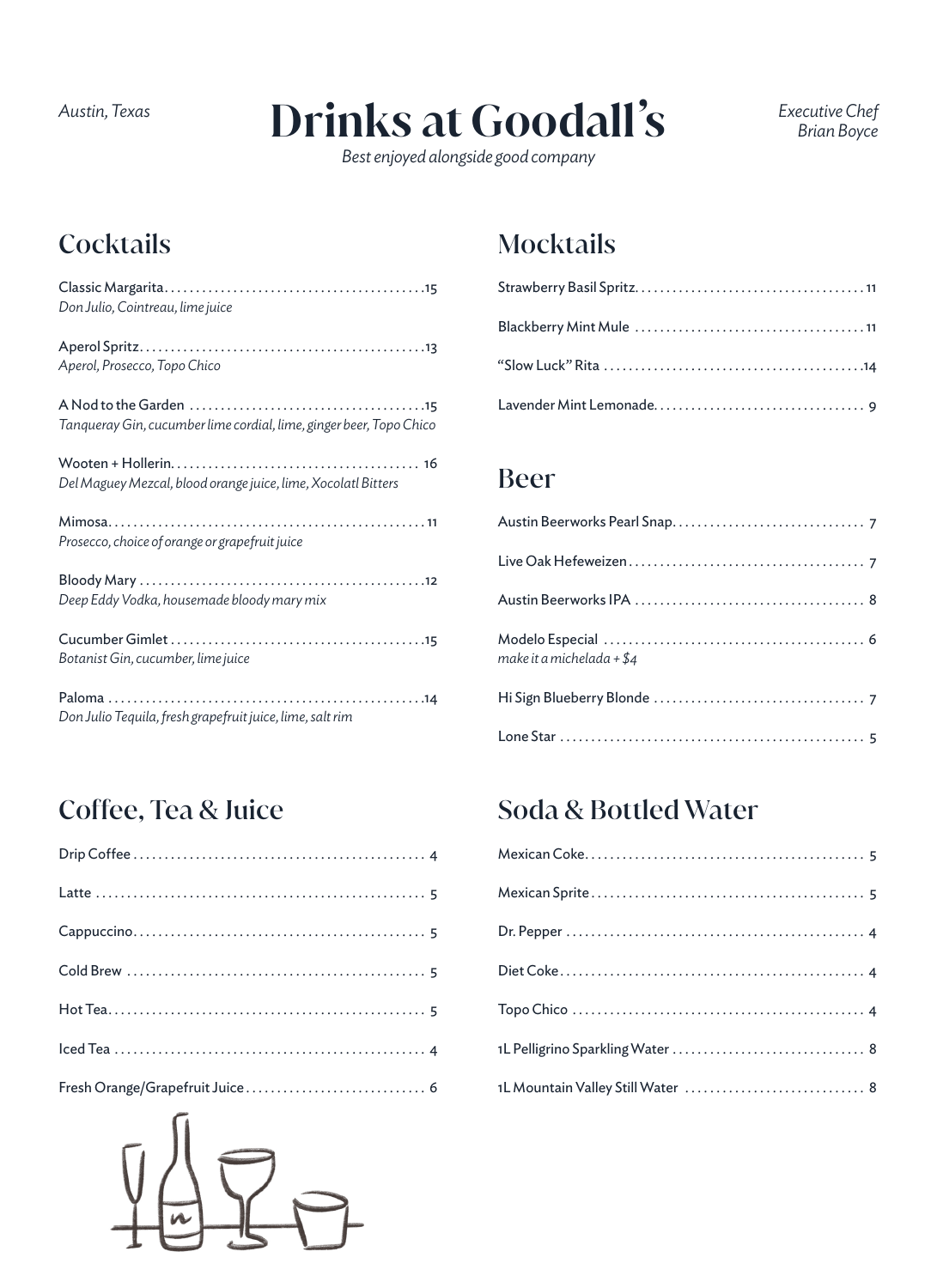Austin, Texas

# Drinks at Goodall's

*Best enjoyed alongside good company*

*Executive Chef Brian Boyce*

## Cocktails

Classic Margarita .......... 15
*Don Julio, Cointreau, lime juice*

Aperol Spritz .......... 13
*Aperol, Prosecco, Topo Chico*

A Nod to the Garden .......... 15
*Tanqueray Gin, cucumber lime cordial, lime, ginger beer, Topo Chico*

Wooten + Hollerin .......... 16
*Del Maguey Mezcal, blood orange juice, lime, Xocolatl Bitters*

Mimosa .......... 11
*Prosecco, choice of orange or grapefruit juice*

Bloody Mary .......... 12
*Deep Eddy Vodka, housemade bloody mary mix*

Cucumber Gimlet .......... 15
*Botanist Gin, cucumber, lime juice*

Paloma .......... 14
*Don Julio Tequila, fresh grapefruit juice, lime, salt rim*

## Mocktails

Strawberry Basil Spritz .......... 11

Blackberry Mint Mule .......... 11

"Slow Luck" Rita .......... 14

Lavender Mint Lemonade .......... 9

## Beer

Austin Beerworks Pearl Snap .......... 7

Live Oak Hefeweizen .......... 7

Austin Beerworks IPA .......... 8

Modelo Especial .......... 6
*make it a michelada + $4*

Hi Sign Blueberry Blonde .......... 7

Lone Star .......... 5

## Coffee, Tea & Juice

Drip Coffee .......... 4

Latte .......... 5

Cappuccino .......... 5

Cold Brew .......... 5

Hot Tea .......... 5

Iced Tea .......... 4

Fresh Orange/Grapefruit Juice .......... 6

## Soda & Bottled Water

Mexican Coke .......... 5

Mexican Sprite .......... 5

Dr. Pepper .......... 4

Diet Coke .......... 4

Topo Chico .......... 4

1L Pelligrino Sparkling Water .......... 8

1L Mountain Valley Still Water .......... 8